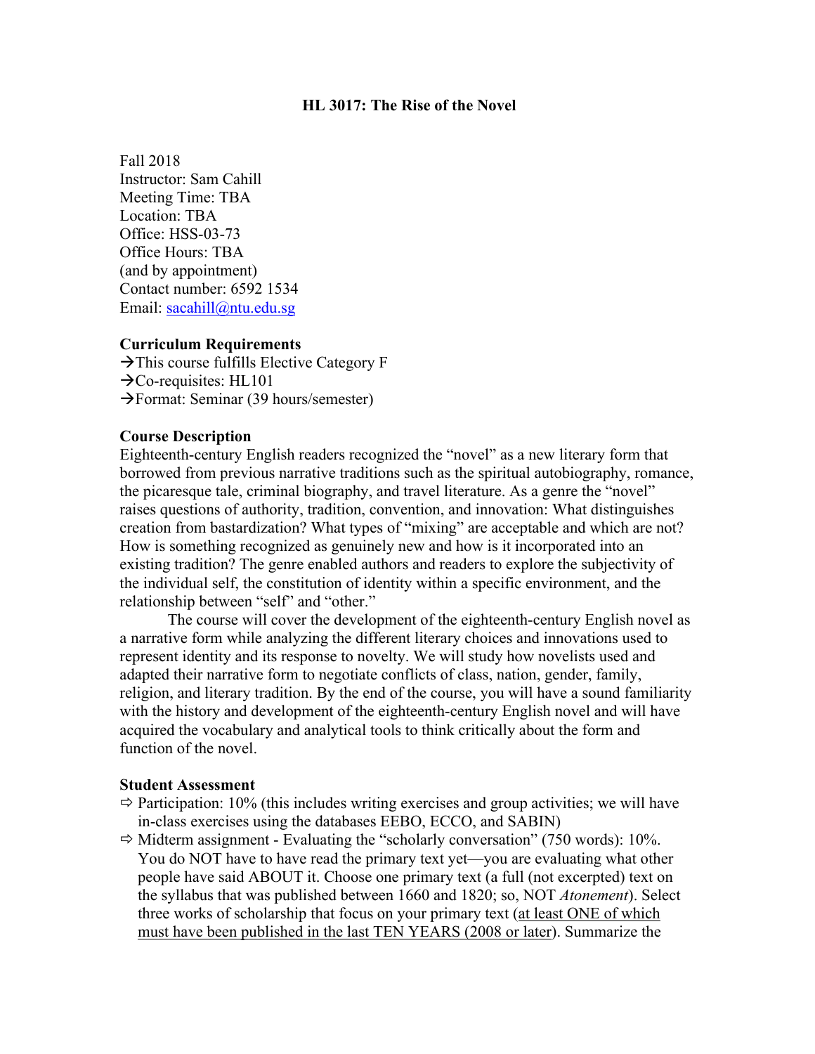# HL 3017: The Rise of the Novel

Fall 2018
Instructor: Sam Cahill
Meeting Time: TBA
Location: TBA
Office: HSS-03-73
Office Hours: TBA
(and by appointment)
Contact number: 6592 1534
Email: sacahill@ntu.edu.sg

### Curriculum Requirements

→This course fulfills Elective Category F
→Co-requisites: HL101
→Format: Seminar (39 hours/semester)

### Course Description

Eighteenth-century English readers recognized the "novel" as a new literary form that borrowed from previous narrative traditions such as the spiritual autobiography, romance, the picaresque tale, criminal biography, and travel literature. As a genre the "novel" raises questions of authority, tradition, convention, and innovation: What distinguishes creation from bastardization? What types of "mixing" are acceptable and which are not? How is something recognized as genuinely new and how is it incorporated into an existing tradition? The genre enabled authors and readers to explore the subjectivity of the individual self, the constitution of identity within a specific environment, and the relationship between "self" and "other."

The course will cover the development of the eighteenth-century English novel as a narrative form while analyzing the different literary choices and innovations used to represent identity and its response to novelty. We will study how novelists used and adapted their narrative form to negotiate conflicts of class, nation, gender, family, religion, and literary tradition. By the end of the course, you will have a sound familiarity with the history and development of the eighteenth-century English novel and will have acquired the vocabulary and analytical tools to think critically about the form and function of the novel.

### Student Assessment

- ⇨ Participation: 10% (this includes writing exercises and group activities; we will have in-class exercises using the databases EEBO, ECCO, and SABIN)
- ⇨ Midterm assignment - Evaluating the "scholarly conversation" (750 words): 10%. You do NOT have to have read the primary text yet—you are evaluating what other people have said ABOUT it. Choose one primary text (a full (not excerpted) text on the syllabus that was published between 1660 and 1820; so, NOT *Atonement*). Select three works of scholarship that focus on your primary text (<u>at least ONE of which must have been published in the last TEN YEARS (2008 or later)</u>. Summarize the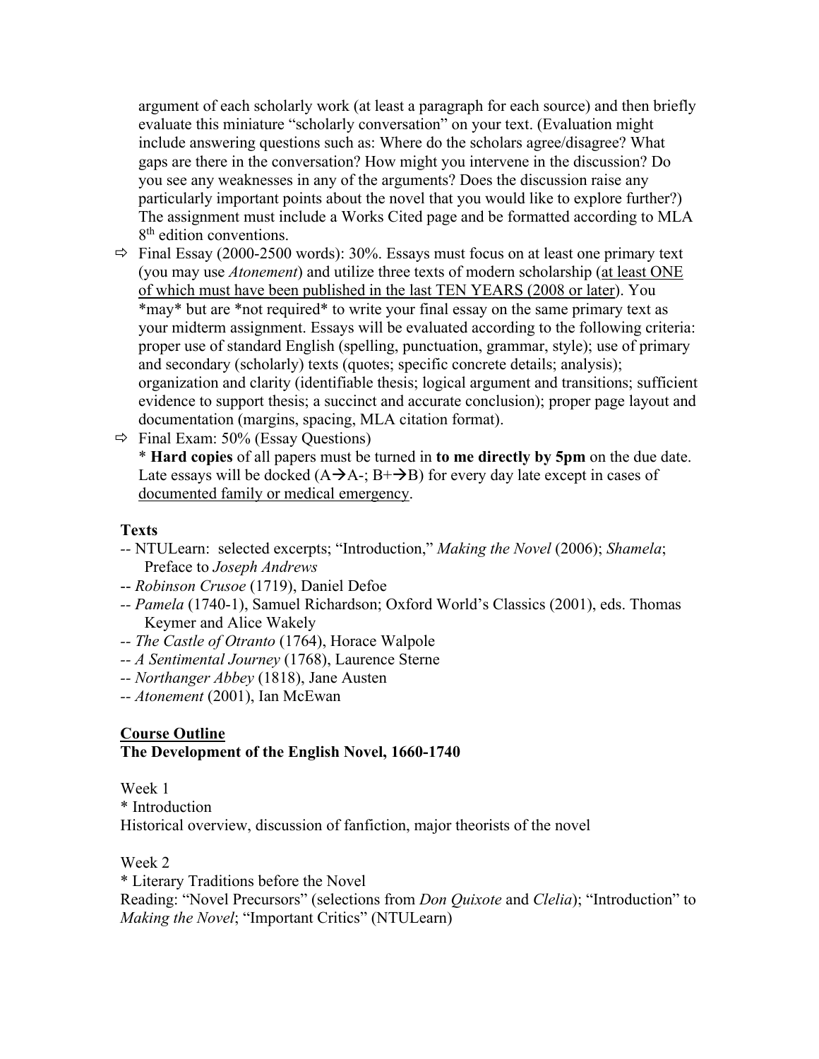argument of each scholarly work (at least a paragraph for each source) and then briefly evaluate this miniature "scholarly conversation" on your text. (Evaluation might include answering questions such as: Where do the scholars agree/disagree? What gaps are there in the conversation? How might you intervene in the discussion? Do you see any weaknesses in any of the arguments? Does the discussion raise any particularly important points about the novel that you would like to explore further?) The assignment must include a Works Cited page and be formatted according to MLA 8th edition conventions.

- ⇨ Final Essay (2000-2500 words): 30%. Essays must focus on at least one primary text (you may use *Atonement*) and utilize three texts of modern scholarship (<u>at least ONE of which must have been published in the last TEN YEARS (2008 or later)</u>). You *may* but are *not required* to write your final essay on the same primary text as your midterm assignment. Essays will be evaluated according to the following criteria: proper use of standard English (spelling, punctuation, grammar, style); use of primary and secondary (scholarly) texts (quotes; specific concrete details; analysis); organization and clarity (identifiable thesis; logical argument and transitions; sufficient evidence to support thesis; a succinct and accurate conclusion); proper page layout and documentation (margins, spacing, MLA citation format).
- ⇨ Final Exam: 50% (Essay Questions)
  * **Hard copies** of all papers must be turned in **to me directly by 5pm** on the due date. Late essays will be docked (A→A-; B+→B) for every day late except in cases of <u>documented family or medical emergency</u>.

**Texts**

- -- NTULearn: selected excerpts; "Introduction," *Making the Novel* (2006); *Shamela*; Preface to *Joseph Andrews*
- -- *Robinson Crusoe* (1719), Daniel Defoe
- -- *Pamela* (1740-1), Samuel Richardson; Oxford World's Classics (2001), eds. Thomas Keymer and Alice Wakely
- -- *The Castle of Otranto* (1764), Horace Walpole
- -- *A Sentimental Journey* (1768), Laurence Sterne
- -- *Northanger Abbey* (1818), Jane Austen
- -- *Atonement* (2001), Ian McEwan

**<u>Course Outline</u>**

**The Development of the English Novel, 1660-1740**

Week 1
* Introduction
Historical overview, discussion of fanfiction, major theorists of the novel

Week 2
* Literary Traditions before the Novel
Reading: "Novel Precursors" (selections from *Don Quixote* and *Clelia*); "Introduction" to *Making the Novel*; "Important Critics" (NTULearn)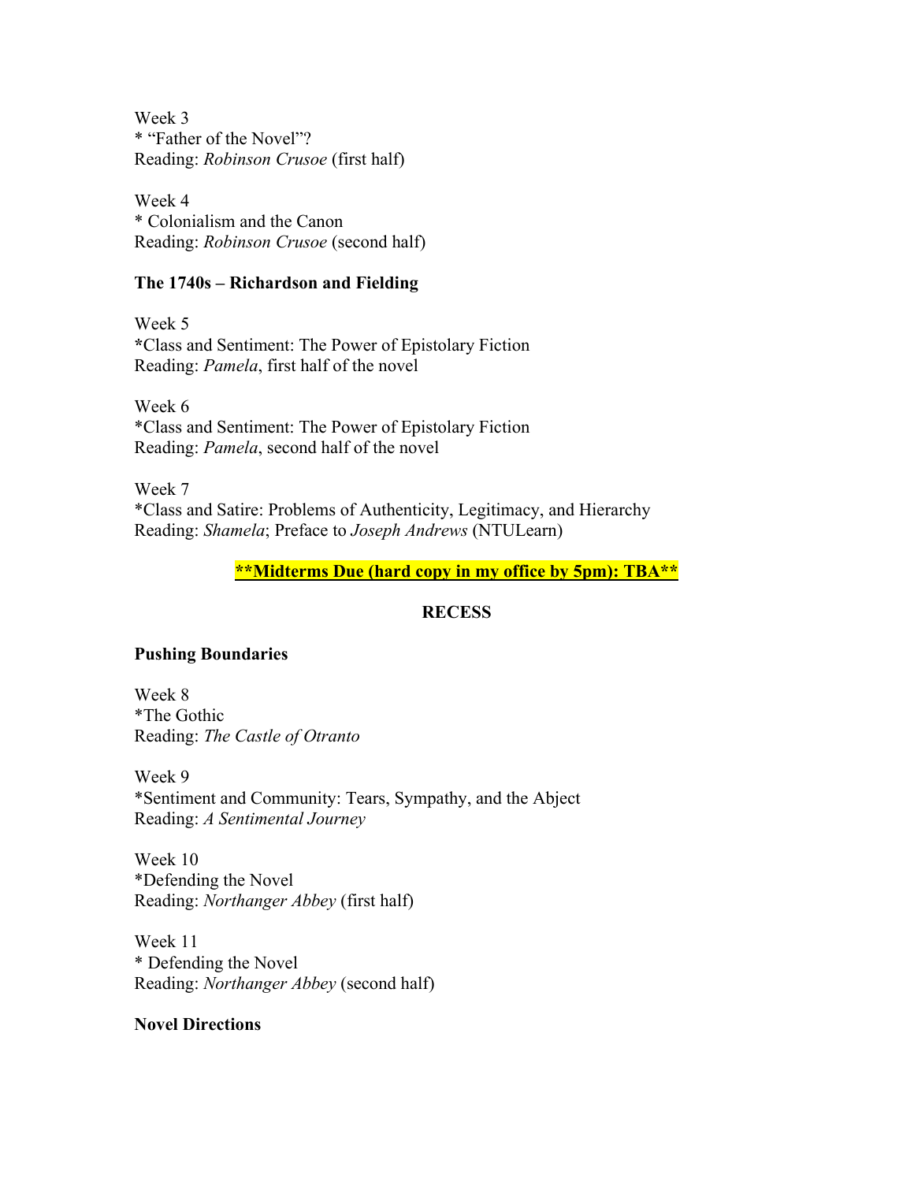Week 3
* "Father of the Novel"?
Reading: *Robinson Crusoe* (first half)

Week 4
* Colonialism and the Canon
Reading: *Robinson Crusoe* (second half)

**The 1740s – Richardson and Fielding**

Week 5
***Class and Sentiment: The Power of Epistolary Fiction
Reading: *Pamela*, first half of the novel

Week 6
*Class and Sentiment: The Power of Epistolary Fiction
Reading: *Pamela*, second half of the novel

Week 7
*Class and Satire: Problems of Authenticity, Legitimacy, and Hierarchy
Reading: *Shamela*; Preface to *Joseph Andrews* (NTULearn)

**<u>**Midterms Due (hard copy in my office by 5pm): TBA**</u>**

**RECESS**

**Pushing Boundaries**

Week 8
*The Gothic
Reading: *The Castle of Otranto*

Week 9
*Sentiment and Community: Tears, Sympathy, and the Abject
Reading: *A Sentimental Journey*

Week 10
*Defending the Novel
Reading: *Northanger Abbey* (first half)

Week 11
* Defending the Novel
Reading: *Northanger Abbey* (second half)

**Novel Directions**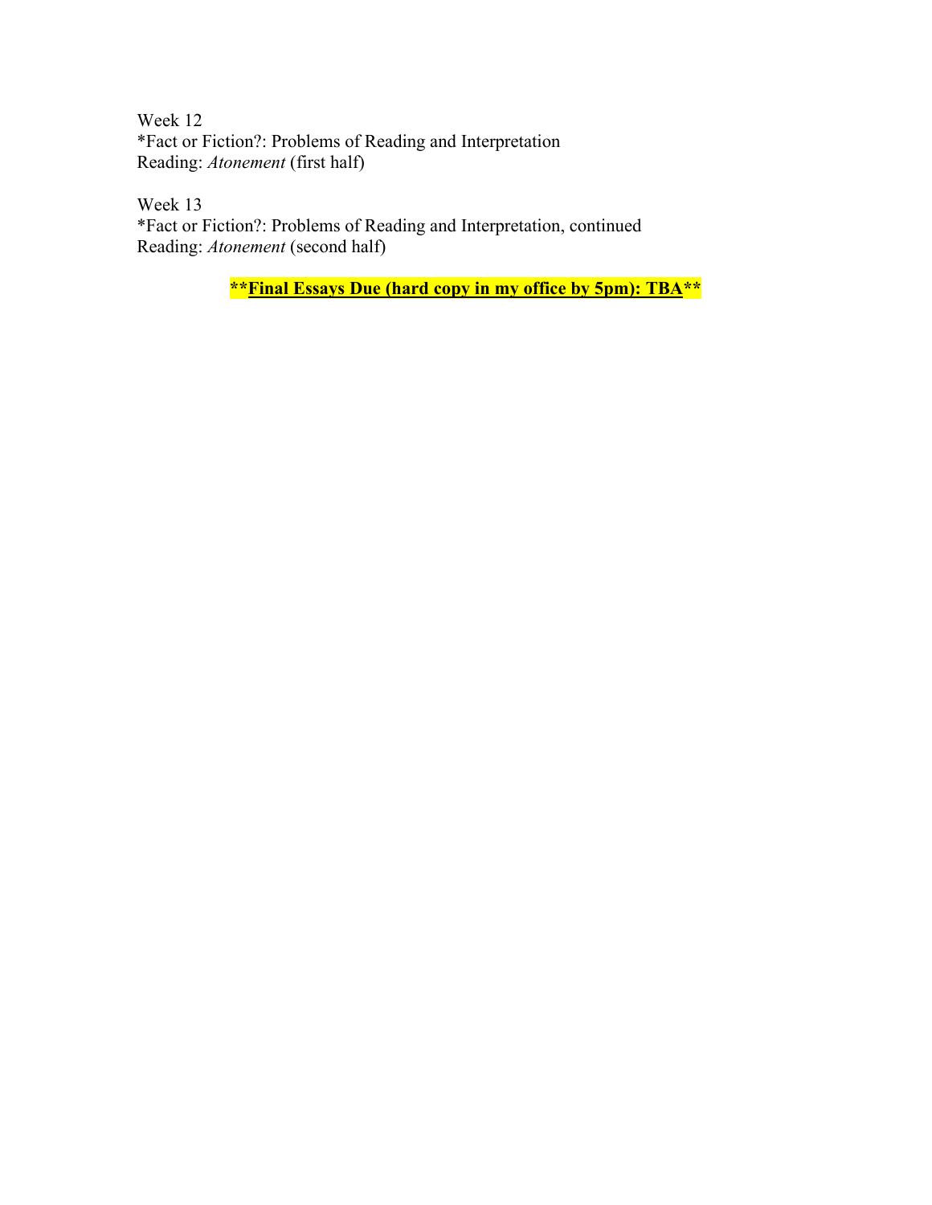Week 12
*Fact or Fiction?: Problems of Reading and Interpretation
Reading: *Atonement* (first half)

Week 13
*Fact or Fiction?: Problems of Reading and Interpretation, continued
Reading: *Atonement* (second half)

**Final Essays Due (hard copy in my office by 5pm): TBA**